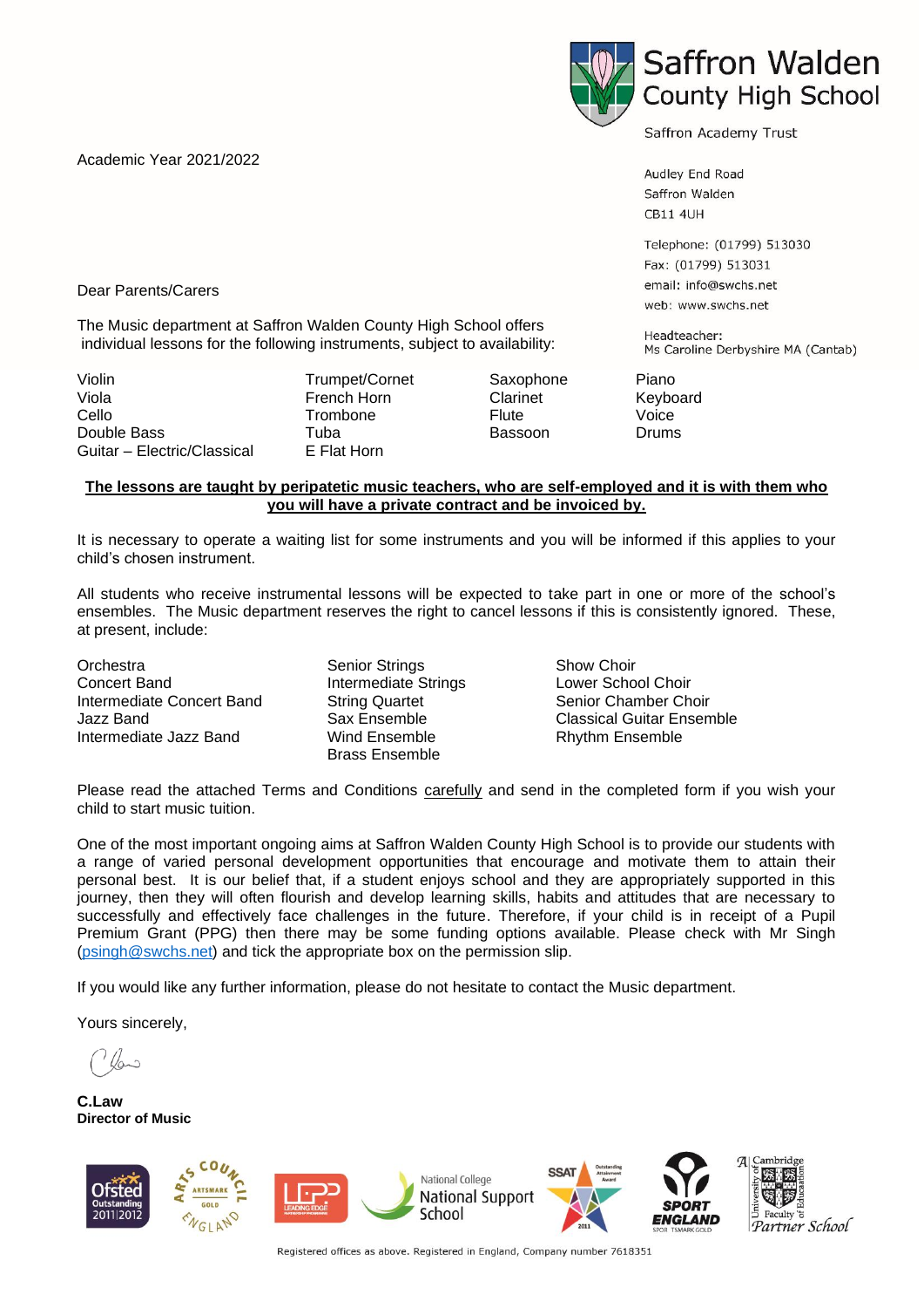Saffron Walden County High School

Saffron Academy Trust

Audley End Road
Saffron Walden
CB11 4UH

Telephone: (01799) 513030
Fax: (01799) 513031
email: info@swchs.net
web: www.swchs.net

Headteacher:
Ms Caroline Derbyshire MA (Cantab)

Academic Year 2021/2022

Dear Parents/Carers

The Music department at Saffron Walden County High School offers individual lessons for the following instruments, subject to availability:

| | | | |
|---|---|---|---|
| Violin | Trumpet/Cornet | Saxophone | Piano |
| Viola | French Horn | Clarinet | Keyboard |
| Cello | Trombone | Flute | Voice |
| Double Bass | Tuba | Bassoon | Drums |
| Guitar – Electric/Classical | E Flat Horn | | |

**The lessons are taught by peripatetic music teachers, who are self-employed and it is with them who you will have a private contract and be invoiced by.**

It is necessary to operate a waiting list for some instruments and you will be informed if this applies to your child's chosen instrument.

All students who receive instrumental lessons will be expected to take part in one or more of the school's ensembles. The Music department reserves the right to cancel lessons if this is consistently ignored. These, at present, include:

| | | |
|---|---|---|
| Orchestra | Senior Strings | Show Choir |
| Concert Band | Intermediate Strings | Lower School Choir |
| Intermediate Concert Band | String Quartet | Senior Chamber Choir |
| Jazz Band | Sax Ensemble | Classical Guitar Ensemble |
| Intermediate Jazz Band | Wind Ensemble | Rhythm Ensemble |
| | Brass Ensemble | |

Please read the attached Terms and Conditions carefully and send in the completed form if you wish your child to start music tuition.

One of the most important ongoing aims at Saffron Walden County High School is to provide our students with a range of varied personal development opportunities that encourage and motivate them to attain their personal best. It is our belief that, if a student enjoys school and they are appropriately supported in this journey, then they will often flourish and develop learning skills, habits and attitudes that are necessary to successfully and effectively face challenges in the future. Therefore, if your child is in receipt of a Pupil Premium Grant (PPG) then there may be some funding options available. Please check with Mr Singh (psingh@swchs.net) and tick the appropriate box on the permission slip.

If you would like any further information, please do not hesitate to contact the Music department.

Yours sincerely,

**C.Law**
**Director of Music**

Registered offices as above. Registered in England, Company number 7618351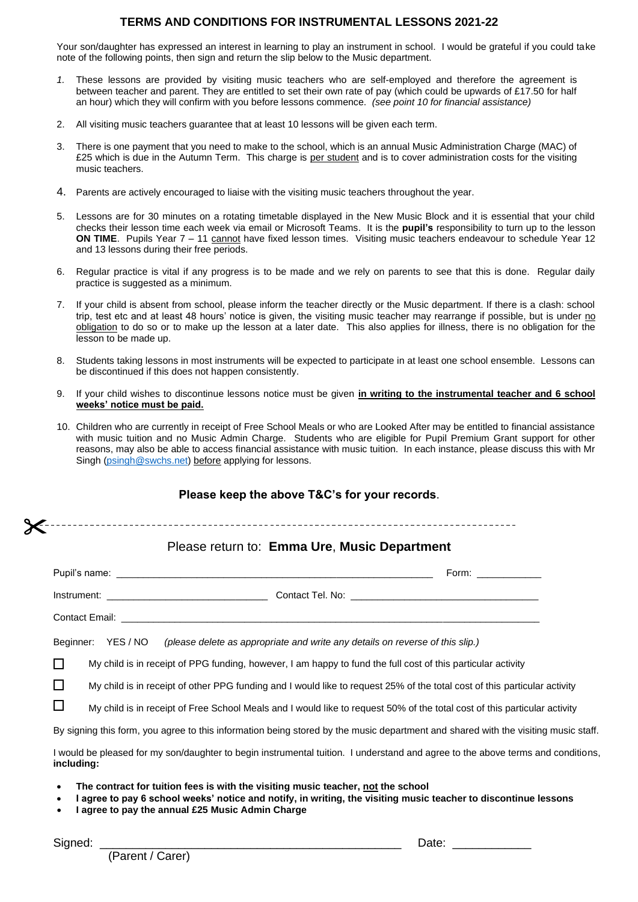## TERMS AND CONDITIONS FOR INSTRUMENTAL LESSONS 2021-22

Your son/daughter has expressed an interest in learning to play an instrument in school. I would be grateful if you could take note of the following points, then sign and return the slip below to the Music department.

1. These lessons are provided by visiting music teachers who are self-employed and therefore the agreement is between teacher and parent. They are entitled to set their own rate of pay (which could be upwards of £17.50 for half an hour) which they will confirm with you before lessons commence. *(see point 10 for financial assistance)*
2. All visiting music teachers guarantee that at least 10 lessons will be given each term.
3. There is one payment that you need to make to the school, which is an annual Music Administration Charge (MAC) of £25 which is due in the Autumn Term. This charge is per student and is to cover administration costs for the visiting music teachers.
4. Parents are actively encouraged to liaise with the visiting music teachers throughout the year.
5. Lessons are for 30 minutes on a rotating timetable displayed in the New Music Block and it is essential that your child checks their lesson time each week via email or Microsoft Teams. It is the **pupil's** responsibility to turn up to the lesson **ON TIME**. Pupils Year 7 – 11 cannot have fixed lesson times. Visiting music teachers endeavour to schedule Year 12 and 13 lessons during their free periods.
6. Regular practice is vital if any progress is to be made and we rely on parents to see that this is done. Regular daily practice is suggested as a minimum.
7. If your child is absent from school, please inform the teacher directly or the Music department. If there is a clash: school trip, test etc and at least 48 hours' notice is given, the visiting music teacher may rearrange if possible, but is under no obligation to do so or to make up the lesson at a later date. This also applies for illness, there is no obligation for the lesson to be made up.
8. Students taking lessons in most instruments will be expected to participate in at least one school ensemble. Lessons can be discontinued if this does not happen consistently.
9. If your child wishes to discontinue lessons notice must be given **in writing to the instrumental teacher and 6 school weeks' notice must be paid.**
10. Children who are currently in receipt of Free School Meals or who are Looked After may be entitled to financial assistance with music tuition and no Music Admin Charge. Students who are eligible for Pupil Premium Grant support for other reasons, may also be able to access financial assistance with music tuition. In each instance, please discuss this with Mr Singh (psingh@swchs.net) before applying for lessons.

**Please keep the above T&C's for your records**.

---

Please return to: **Emma Ure**, **Music Department**

Pupil's name: ______________________________ Form: ____________

Instrument: ______________________________ Contact Tel. No: ______________________________

Contact Email: ______________________________

Beginner: YES / NO *(please delete as appropriate and write any details on reverse of this slip.)*

☐ My child is in receipt of PPG funding, however, I am happy to fund the full cost of this particular activity

☐ My child is in receipt of other PPG funding and I would like to request 25% of the total cost of this particular activity

☐ My child is in receipt of Free School Meals and I would like to request 50% of the total cost of this particular activity

By signing this form, you agree to this information being stored by the music department and shared with the visiting music staff.

I would be pleased for my son/daughter to begin instrumental tuition. I understand and agree to the above terms and conditions, **including:**

- **The contract for tuition fees is with the visiting music teacher, not the school**
- **I agree to pay 6 school weeks' notice and notify, in writing, the visiting music teacher to discontinue lessons**
- **I agree to pay the annual £25 Music Admin Charge**

Signed: ______________________________ Date: ____________
(Parent / Carer)